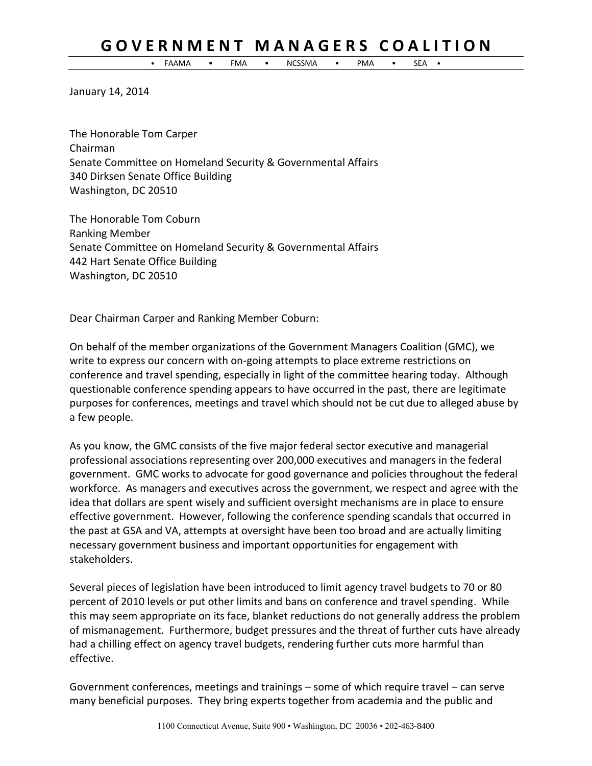# GOVERNMENT MANAGERS COALITION

• FAAMA • FMA • NCSSMA • PMA • SEA •

January 14, 2014

The Honorable Tom Carper
Chairman
Senate Committee on Homeland Security & Governmental Affairs
340 Dirksen Senate Office Building
Washington, DC 20510

The Honorable Tom Coburn
Ranking Member
Senate Committee on Homeland Security & Governmental Affairs
442 Hart Senate Office Building
Washington, DC 20510

Dear Chairman Carper and Ranking Member Coburn:

On behalf of the member organizations of the Government Managers Coalition (GMC), we write to express our concern with on-going attempts to place extreme restrictions on conference and travel spending, especially in light of the committee hearing today. Although questionable conference spending appears to have occurred in the past, there are legitimate purposes for conferences, meetings and travel which should not be cut due to alleged abuse by a few people.

As you know, the GMC consists of the five major federal sector executive and managerial professional associations representing over 200,000 executives and managers in the federal government. GMC works to advocate for good governance and policies throughout the federal workforce. As managers and executives across the government, we respect and agree with the idea that dollars are spent wisely and sufficient oversight mechanisms are in place to ensure effective government. However, following the conference spending scandals that occurred in the past at GSA and VA, attempts at oversight have been too broad and are actually limiting necessary government business and important opportunities for engagement with stakeholders.

Several pieces of legislation have been introduced to limit agency travel budgets to 70 or 80 percent of 2010 levels or put other limits and bans on conference and travel spending. While this may seem appropriate on its face, blanket reductions do not generally address the problem of mismanagement. Furthermore, budget pressures and the threat of further cuts have already had a chilling effect on agency travel budgets, rendering further cuts more harmful than effective.

Government conferences, meetings and trainings – some of which require travel – can serve many beneficial purposes. They bring experts together from academia and the public and

1100 Connecticut Avenue, Suite 900 • Washington, DC 20036 • 202-463-8400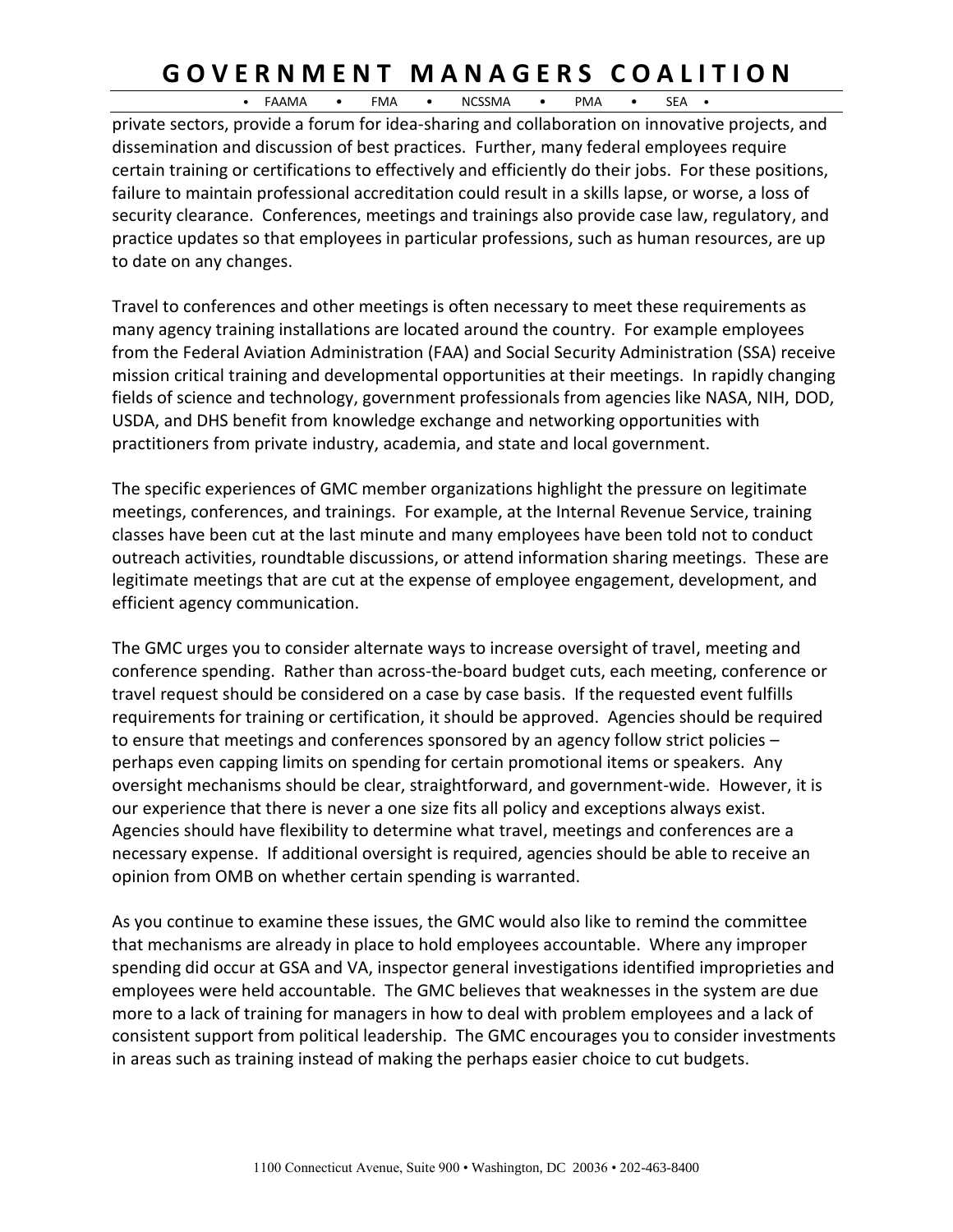private sectors, provide a forum for idea-sharing and collaboration on innovative projects, and dissemination and discussion of best practices. Further, many federal employees require certain training or certifications to effectively and efficiently do their jobs. For these positions, failure to maintain professional accreditation could result in a skills lapse, or worse, a loss of security clearance. Conferences, meetings and trainings also provide case law, regulatory, and practice updates so that employees in particular professions, such as human resources, are up to date on any changes.

Travel to conferences and other meetings is often necessary to meet these requirements as many agency training installations are located around the country. For example employees from the Federal Aviation Administration (FAA) and Social Security Administration (SSA) receive mission critical training and developmental opportunities at their meetings. In rapidly changing fields of science and technology, government professionals from agencies like NASA, NIH, DOD, USDA, and DHS benefit from knowledge exchange and networking opportunities with practitioners from private industry, academia, and state and local government.

The specific experiences of GMC member organizations highlight the pressure on legitimate meetings, conferences, and trainings. For example, at the Internal Revenue Service, training classes have been cut at the last minute and many employees have been told not to conduct outreach activities, roundtable discussions, or attend information sharing meetings. These are legitimate meetings that are cut at the expense of employee engagement, development, and efficient agency communication.

The GMC urges you to consider alternate ways to increase oversight of travel, meeting and conference spending. Rather than across-the-board budget cuts, each meeting, conference or travel request should be considered on a case by case basis. If the requested event fulfills requirements for training or certification, it should be approved. Agencies should be required to ensure that meetings and conferences sponsored by an agency follow strict policies – perhaps even capping limits on spending for certain promotional items or speakers. Any oversight mechanisms should be clear, straightforward, and government-wide. However, it is our experience that there is never a one size fits all policy and exceptions always exist. Agencies should have flexibility to determine what travel, meetings and conferences are a necessary expense. If additional oversight is required, agencies should be able to receive an opinion from OMB on whether certain spending is warranted.

As you continue to examine these issues, the GMC would also like to remind the committee that mechanisms are already in place to hold employees accountable. Where any improper spending did occur at GSA and VA, inspector general investigations identified improprieties and employees were held accountable. The GMC believes that weaknesses in the system are due more to a lack of training for managers in how to deal with problem employees and a lack of consistent support from political leadership. The GMC encourages you to consider investments in areas such as training instead of making the perhaps easier choice to cut budgets.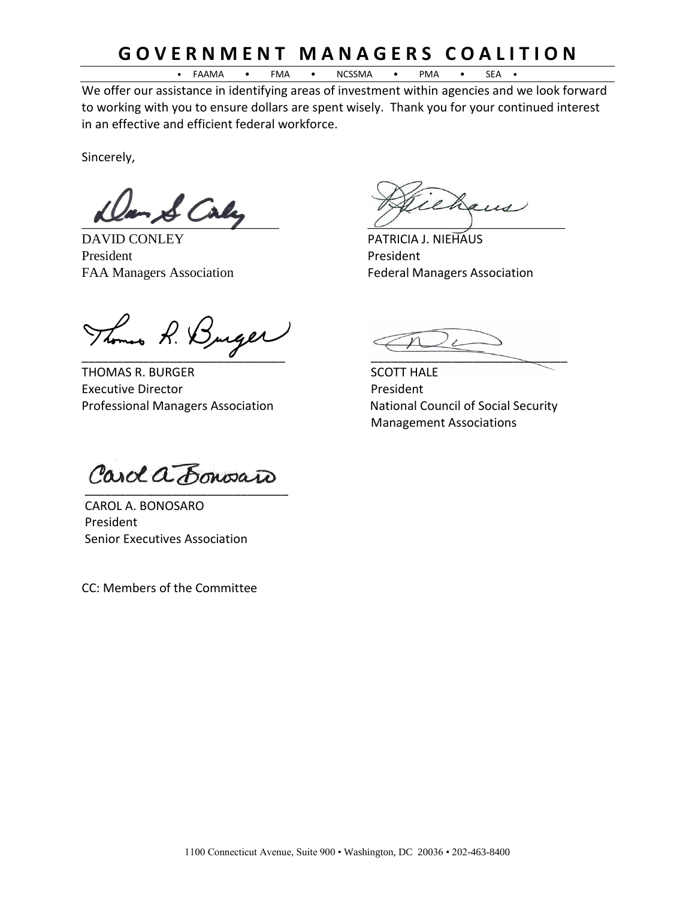# GOVERNMENT MANAGERS COALITION

• FAAMA • FMA • NCSSMA • PMA • SEA •

We offer our assistance in identifying areas of investment within agencies and we look forward to working with you to ensure dollars are spent wisely. Thank you for your continued interest in an effective and efficient federal workforce.

Sincerely,

DAVID CONLEY
President
FAA Managers Association

PATRICIA J. NIEHAUS
President
Federal Managers Association

THOMAS R. BURGER
Executive Director
Professional Managers Association

SCOTT HALE
President
National Council of Social Security Management Associations

CAROL A. BONOSARO
President
Senior Executives Association

CC: Members of the Committee

1100 Connecticut Avenue, Suite 900 • Washington, DC 20036 • 202-463-8400